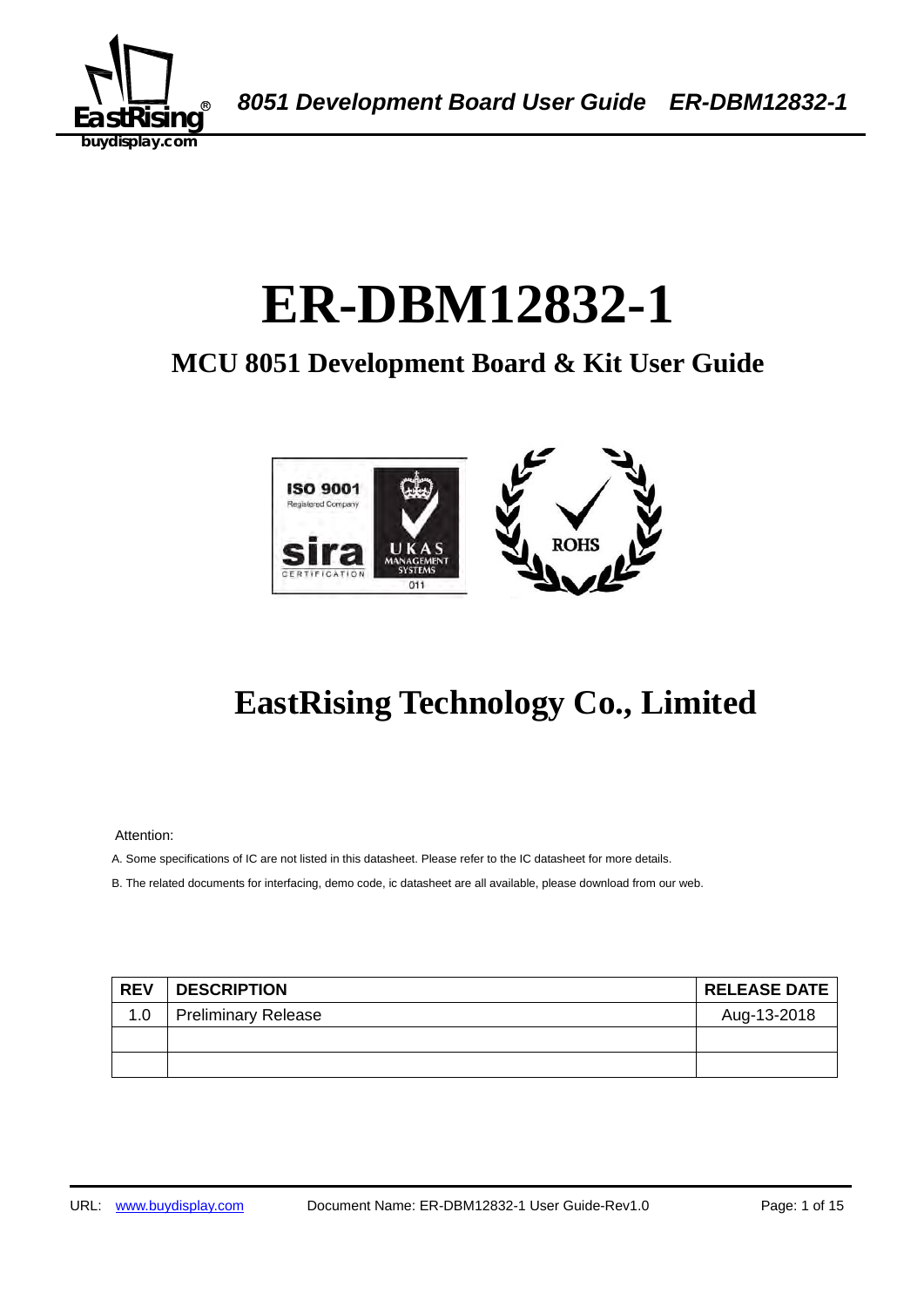# ER-DBM12832-1

## MCU 8051 Development Board & Kit User Guide

## EastRising Technology Co., Limited

Attention:

A. Some specifications of IC are not listed in this datasheet. Please refer to the IC datasheet for more details.

B. The related documents for interfacing, demo code, ic datasheet are all available, please download from our web.

| REV | DESCRIPTION | RELEASE DATE |
|---|---|---|
| 1.0 | Preliminary Release | Aug-13-2018 |
| | | |
| | | |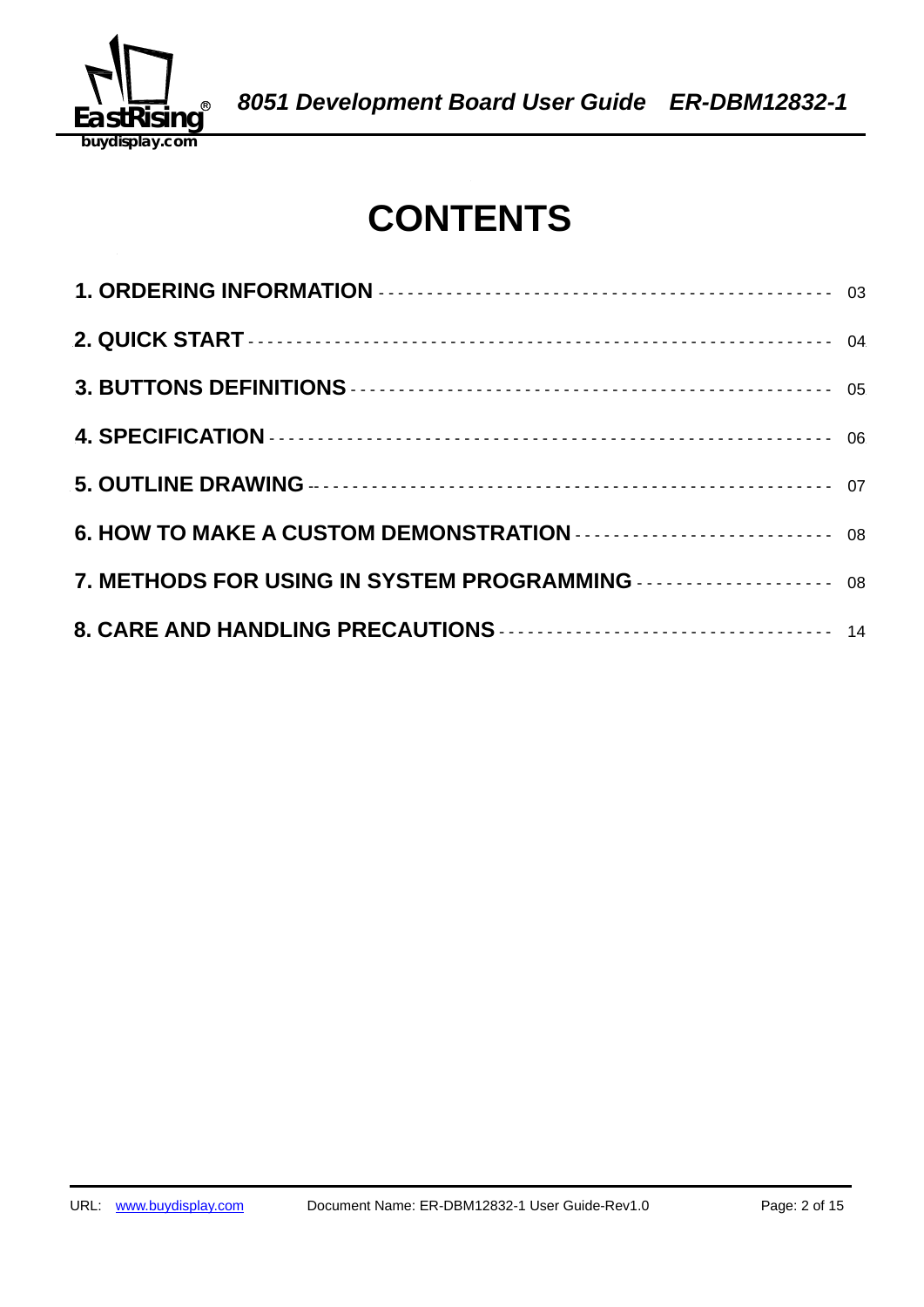# CONTENTS

| | |
|---|---|
| **1. ORDERING INFORMATION** | 03 |
| **2. QUICK START** | 04 |
| **3. BUTTONS DEFINITIONS** | 05 |
| **4. SPECIFICATION** | 06 |
| **5. OUTLINE DRAWING** | 07 |
| **6. HOW TO MAKE A CUSTOM DEMONSTRATION** | 08 |
| **7. METHODS FOR USING IN SYSTEM PROGRAMMING** | 08 |
| **8. CARE AND HANDLING PRECAUTIONS** | 14 |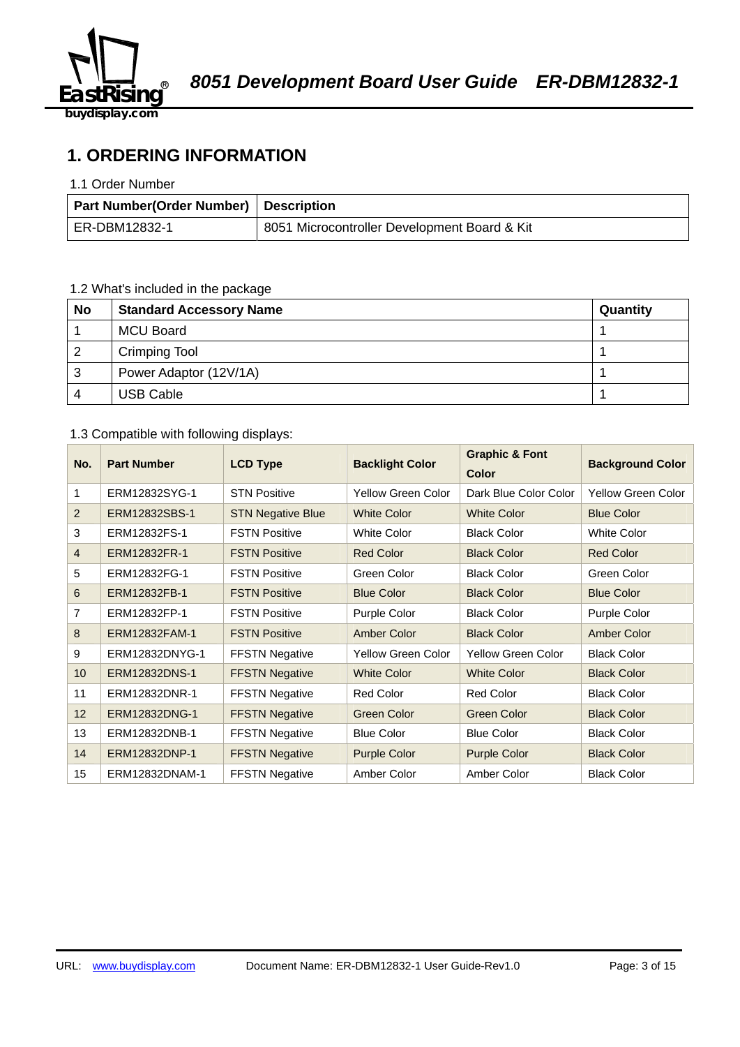# 1. ORDERING INFORMATION

1.1 Order Number

| Part Number(Order Number) | Description |
|---|---|
| ER-DBM12832-1 | 8051 Microcontroller Development Board & Kit |

1.2 What's included in the package

| No | Standard Accessory Name | Quantity |
|---|---|---|
| 1 | MCU Board | 1 |
| 2 | Crimping Tool | 1 |
| 3 | Power Adaptor (12V/1A) | 1 |
| 4 | USB Cable | 1 |

1.3 Compatible with following displays:

| No. | Part Number | LCD Type | Backlight Color | Graphic & Font Color | Background Color |
|---|---|---|---|---|---|
| 1 | ERM12832SYG-1 | STN Positive | Yellow Green Color | Dark Blue Color Color | Yellow Green Color |
| 2 | ERM12832SBS-1 | STN Negative Blue | White Color | White Color | Blue Color |
| 3 | ERM12832FS-1 | FSTN Positive | White Color | Black Color | White Color |
| 4 | ERM12832FR-1 | FSTN Positive | Red Color | Black Color | Red Color |
| 5 | ERM12832FG-1 | FSTN Positive | Green Color | Black Color | Green Color |
| 6 | ERM12832FB-1 | FSTN Positive | Blue Color | Black Color | Blue Color |
| 7 | ERM12832FP-1 | FSTN Positive | Purple Color | Black Color | Purple Color |
| 8 | ERM12832FAM-1 | FSTN Positive | Amber Color | Black Color | Amber Color |
| 9 | ERM12832DNYG-1 | FFSTN Negative | Yellow Green Color | Yellow Green Color | Black Color |
| 10 | ERM12832DNS-1 | FFSTN Negative | White Color | White Color | Black Color |
| 11 | ERM12832DNR-1 | FFSTN Negative | Red Color | Red Color | Black Color |
| 12 | ERM12832DNG-1 | FFSTN Negative | Green Color | Green Color | Black Color |
| 13 | ERM12832DNB-1 | FFSTN Negative | Blue Color | Blue Color | Black Color |
| 14 | ERM12832DNP-1 | FFSTN Negative | Purple Color | Purple Color | Black Color |
| 15 | ERM12832DNAM-1 | FFSTN Negative | Amber Color | Amber Color | Black Color |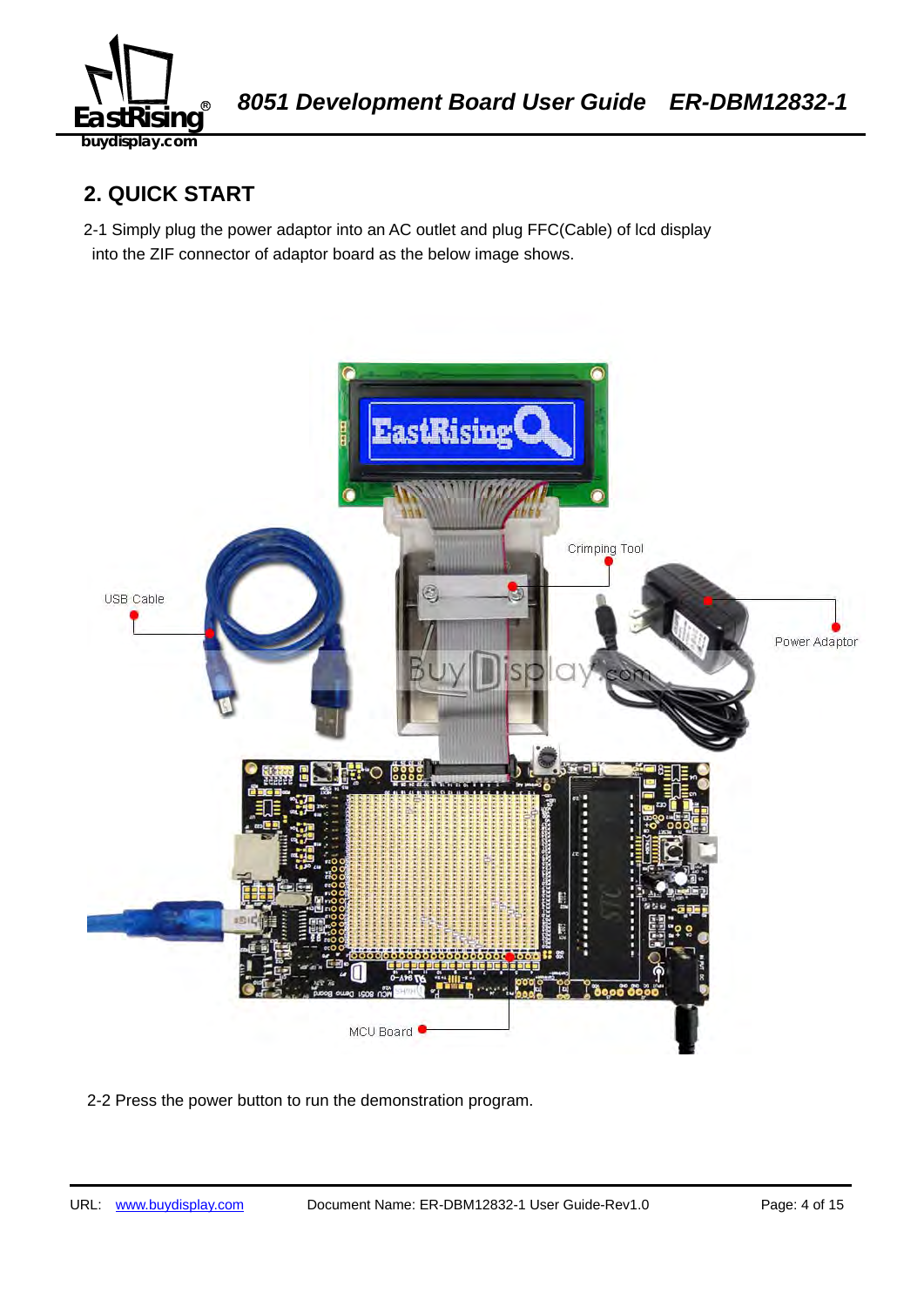## 2. QUICK START

2-1 Simply plug the power adaptor into an AC outlet and plug FFC(Cable) of lcd display into the ZIF connector of adaptor board as the below image shows.

USB Cable

Crimping Tool

Power Adaptor

MCU Board

2-2 Press the power button to run the demonstration program.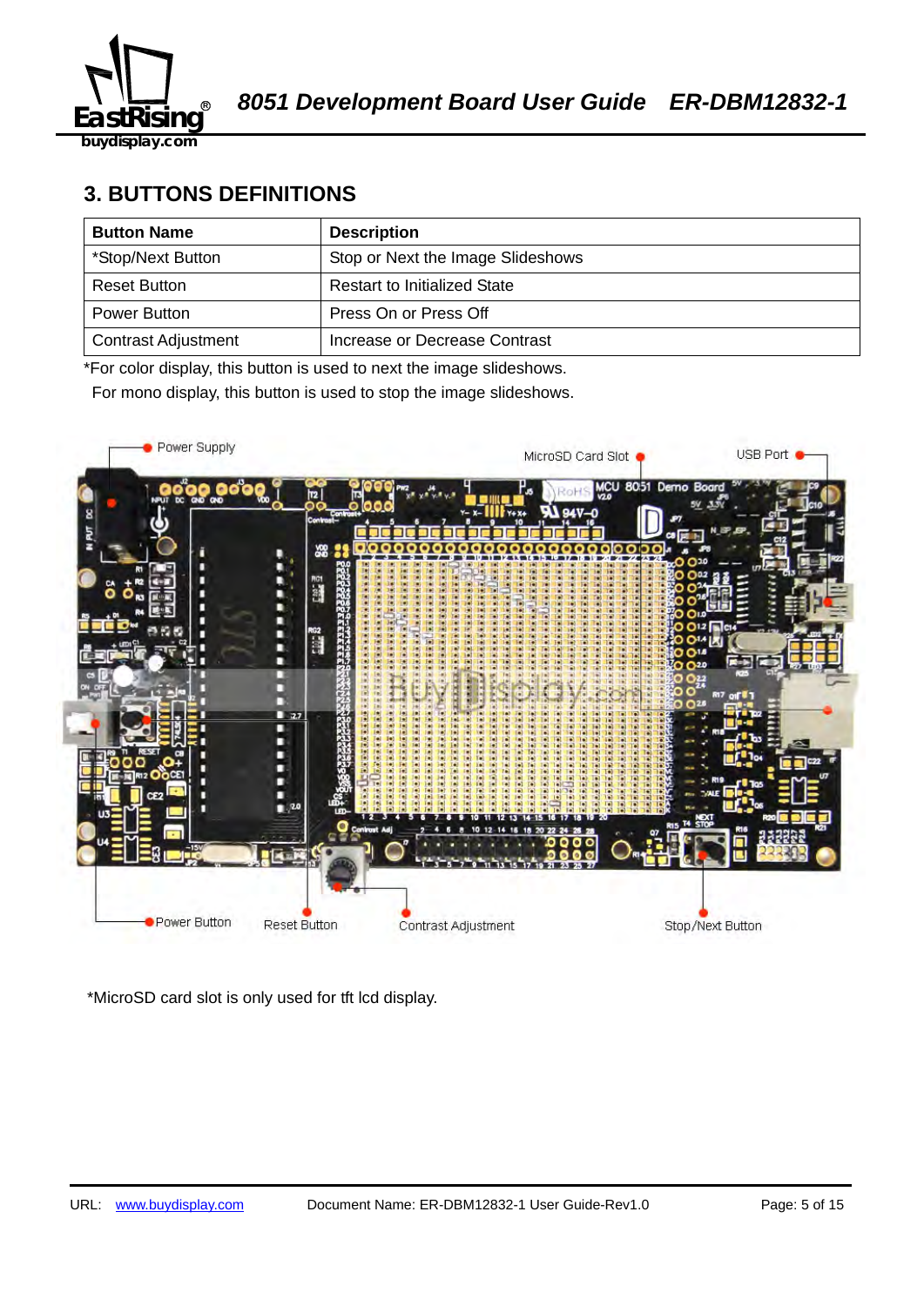## 3. BUTTONS DEFINITIONS

| Button Name | Description |
|---|---|
| *Stop/Next Button | Stop or Next the Image Slideshows |
| Reset Button | Restart to Initialized State |
| Power Button | Press On or Press Off |
| Contrast Adjustment | Increase or Decrease Contrast |

*For color display, this button is used to next the image slideshows.
For mono display, this button is used to stop the image slideshows.

*MicroSD card slot is only used for tft lcd display.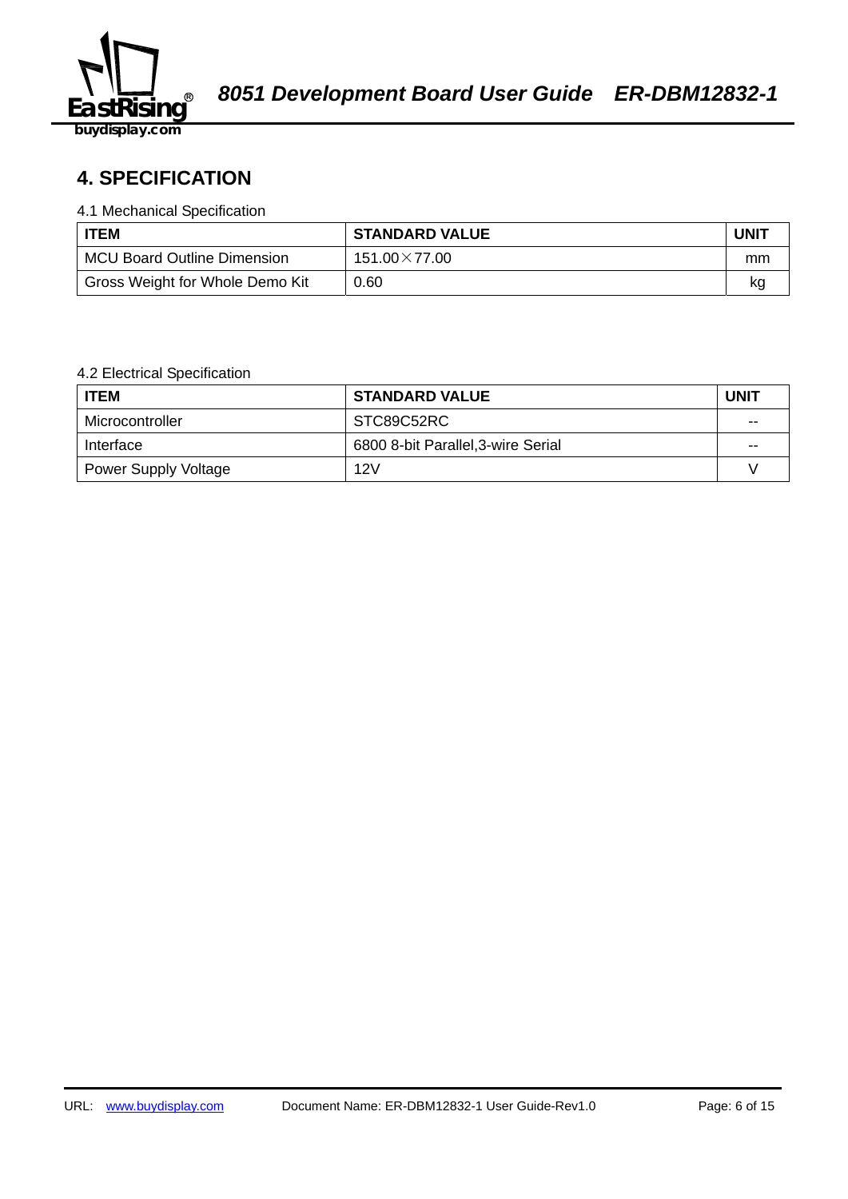# 4. SPECIFICATION

4.1 Mechanical Specification

| ITEM | STANDARD VALUE | UNIT |
|---|---|---|
| MCU Board Outline Dimension | 151.00×77.00 | mm |
| Gross Weight for Whole Demo Kit | 0.60 | kg |

4.2 Electrical Specification

| ITEM | STANDARD VALUE | UNIT |
|---|---|---|
| Microcontroller | STC89C52RC | -- |
| Interface | 6800 8-bit Parallel,3-wire Serial | -- |
| Power Supply Voltage | 12V | V |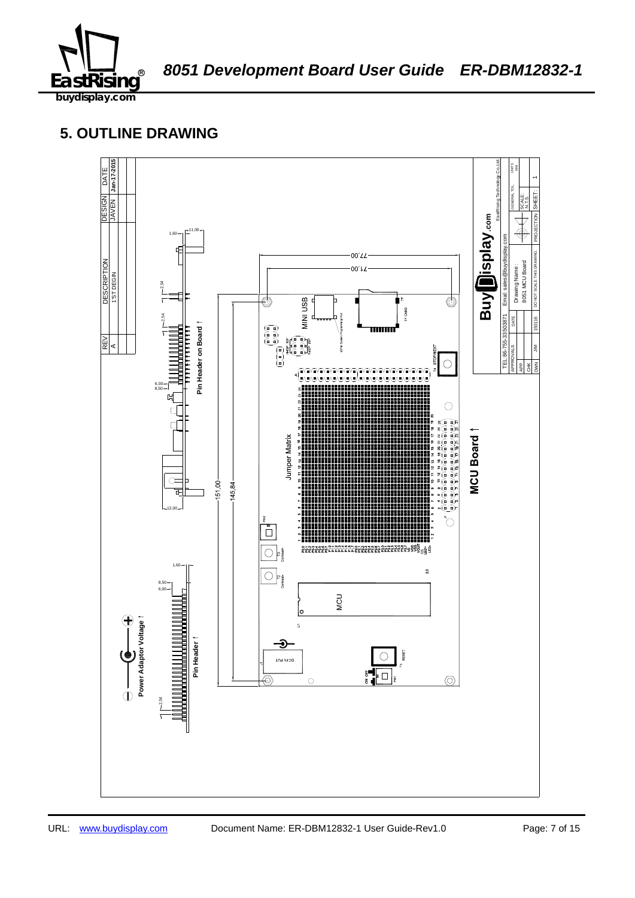## 5. OUTLINE DRAWING

| REV | DESCRIPTION | DESIGN | DATE |
| --- | --- | --- | --- |
| A | 1'ST DEGIN | JAVEN | Jan-17-2015 |

77,00

71,00

151,00

145,84

1,60

11,00

2,54

6,00

8,50

12,00

Pin Header on Board

MINI USB

TF CARD

STOP/NEXT

Jumper Matrix

MCU Board

MCU

DCIN PUT

RESET

ON OFF

Contrast+

Contrast-

Pin Header

Power Adaptor Voltage

| Buy**D**isplay.com | |
| --- | --- |
| EastRising Technology Co.,Ltd. | |
| TEL:86-755-33503871 | Email: sales@buydisplay.com |
| APPROVALS | DATE |
| APP | |
| CHK | |
| DWN JIM | 150116 |
| Drawing Name : 8051 MCU Board | |
| DO NOT SCALE THIS DRAWING | |
| PROJECTION | GENERAL TOL. |
| SCALE: N.T.S. | UNITS: mm |
| SHEET: 1 | |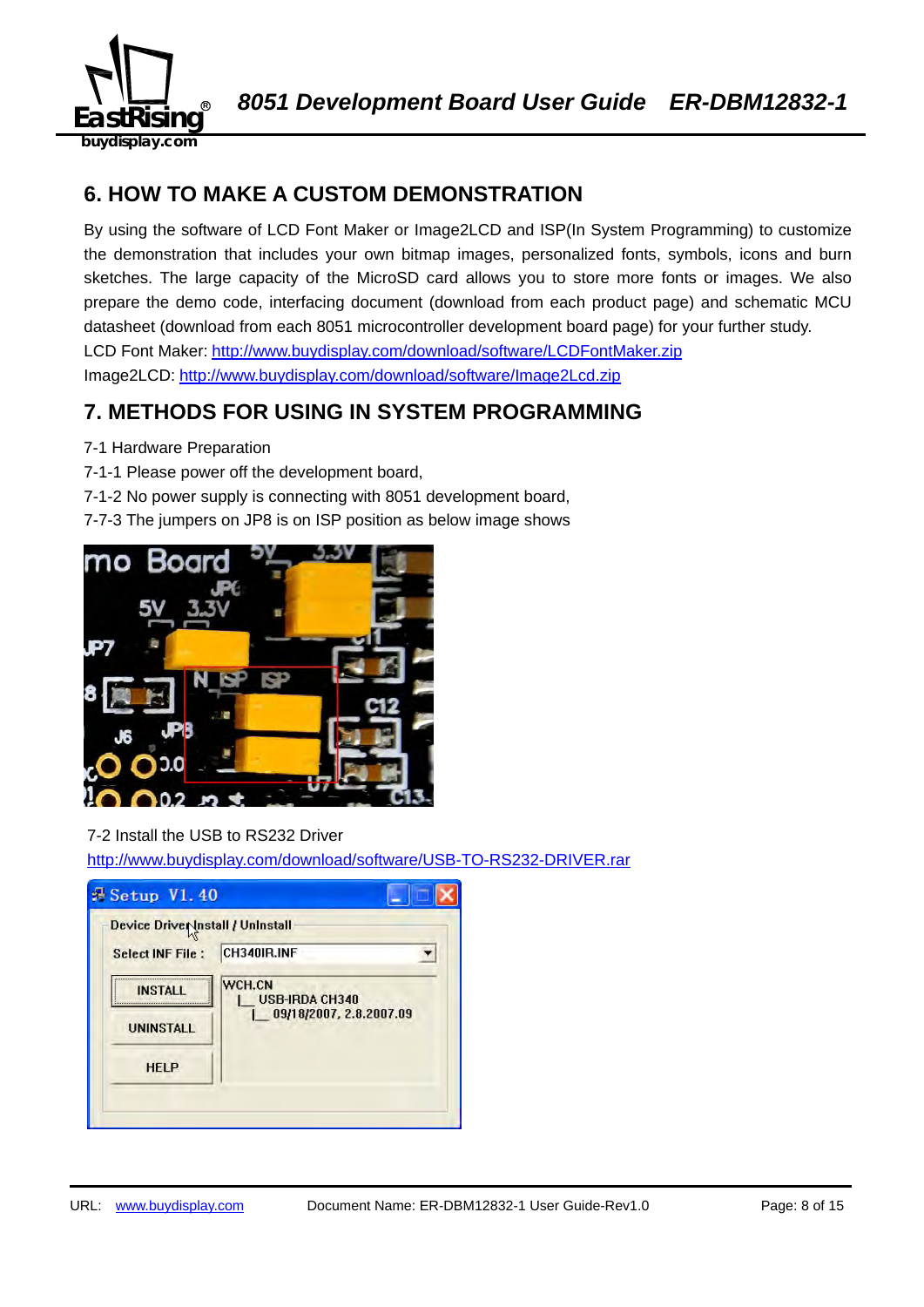## 6. HOW TO MAKE A CUSTOM DEMONSTRATION

By using the software of LCD Font Maker or Image2LCD and ISP(In System Programming) to customize the demonstration that includes your own bitmap images, personalized fonts, symbols, icons and burn sketches. The large capacity of the MicroSD card allows you to store more fonts or images. We also prepare the demo code, interfacing document (download from each product page) and schematic MCU datasheet (download from each 8051 microcontroller development board page) for your further study.

LCD Font Maker: http://www.buydisplay.com/download/software/LCDFontMaker.zip

Image2LCD: http://www.buydisplay.com/download/software/Image2Lcd.zip

## 7. METHODS FOR USING IN SYSTEM PROGRAMMING

7-1 Hardware Preparation

7-1-1 Please power off the development board,

7-1-2 No power supply is connecting with 8051 development board,

7-7-3 The jumpers on JP8 is on ISP position as below image shows

7-2 Install the USB to RS232 Driver

http://www.buydisplay.com/download/software/USB-TO-RS232-DRIVER.rar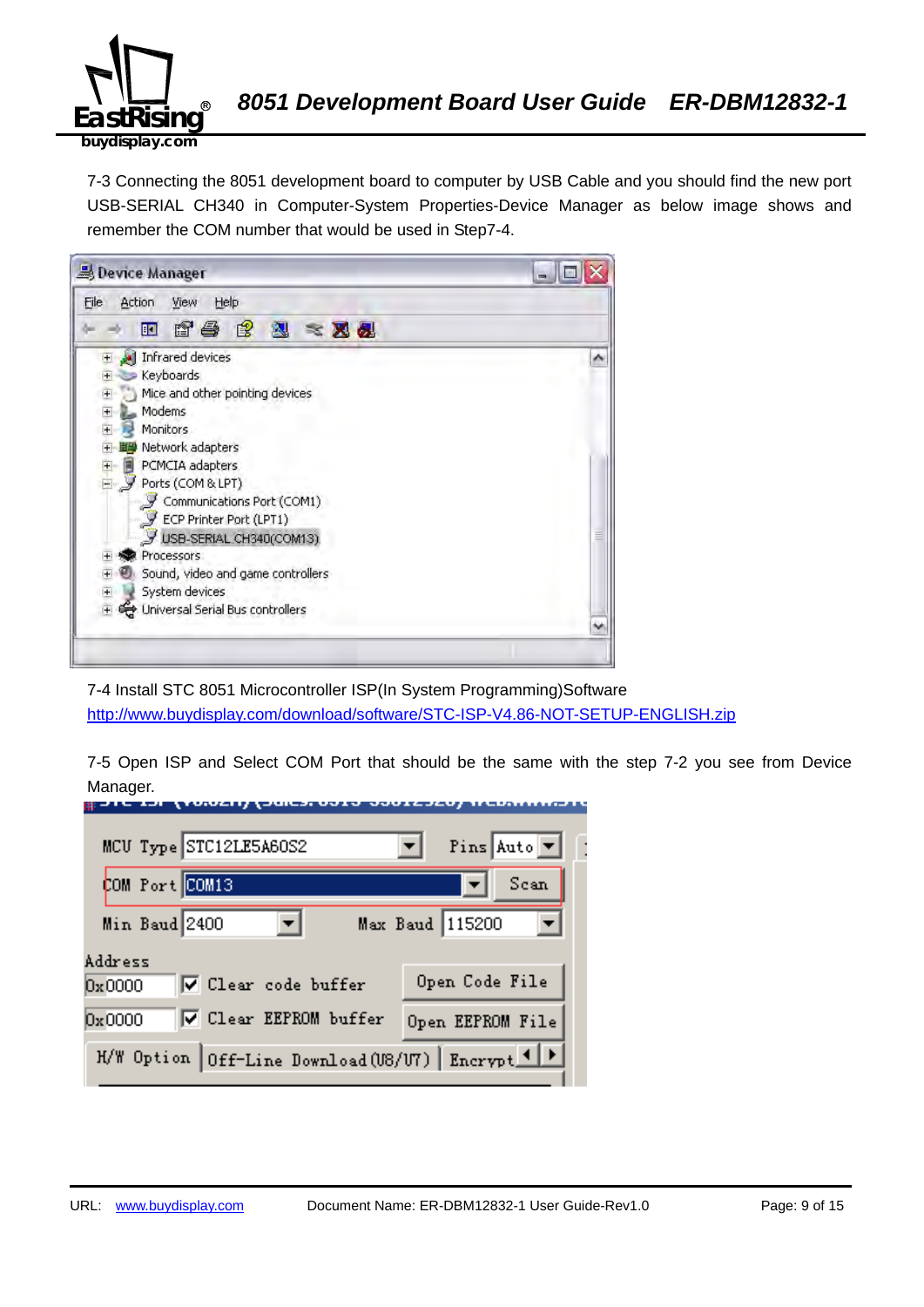7-3 Connecting the 8051 development board to computer by USB Cable and you should find the new port USB-SERIAL CH340 in Computer-System Properties-Device Manager as below image shows and remember the COM number that would be used in Step7-4.

7-4 Install STC 8051 Microcontroller ISP(In System Programming)Software
http://www.buydisplay.com/download/software/STC-ISP-V4.86-NOT-SETUP-ENGLISH.zip

7-5 Open ISP and Select COM Port that should be the same with the step 7-2 you see from Device Manager.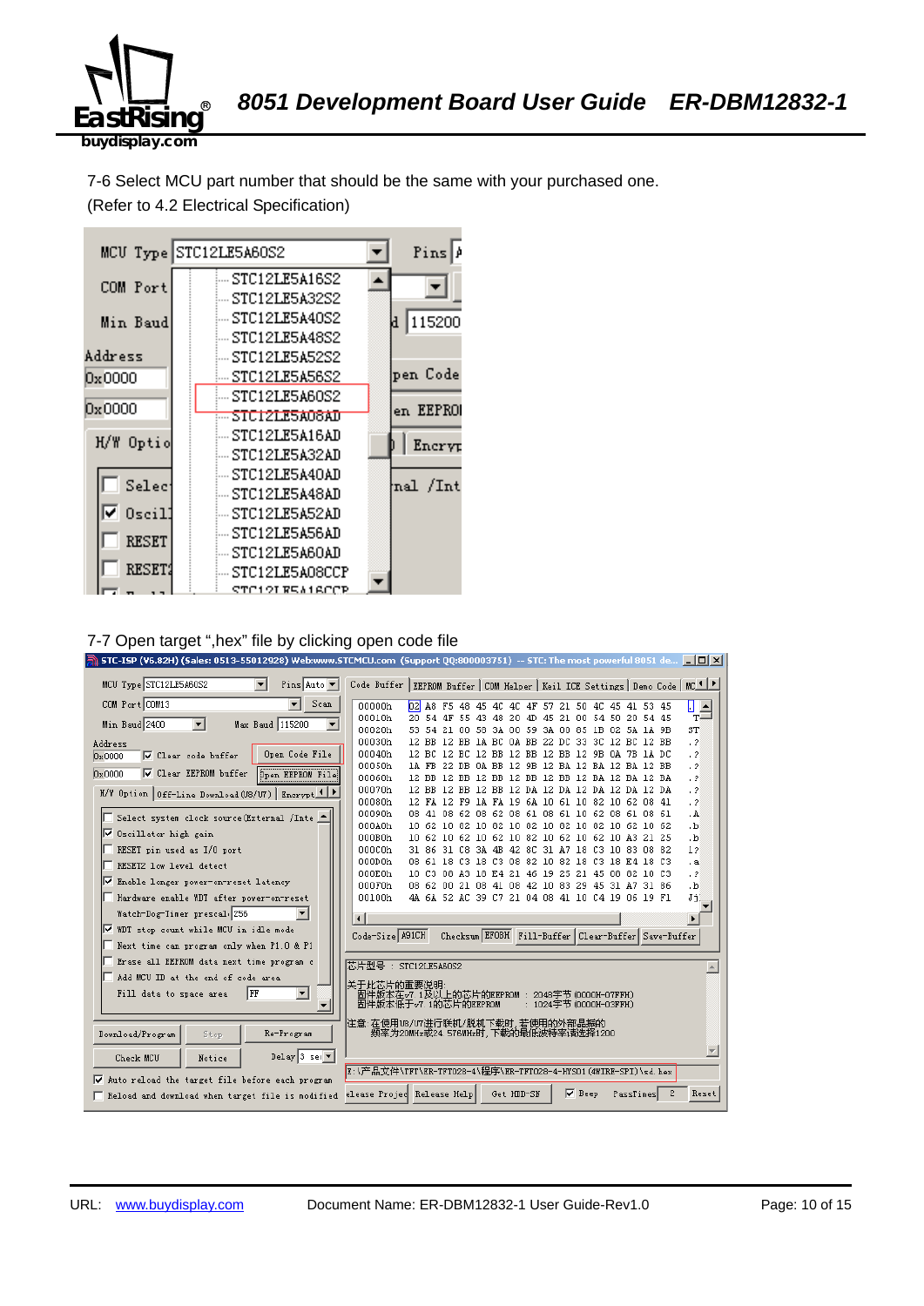7-6 Select MCU part number that should be the same with your purchased one.
(Refer to 4.2 Electrical Specification)

7-7 Open target ".hex" file by clicking open code file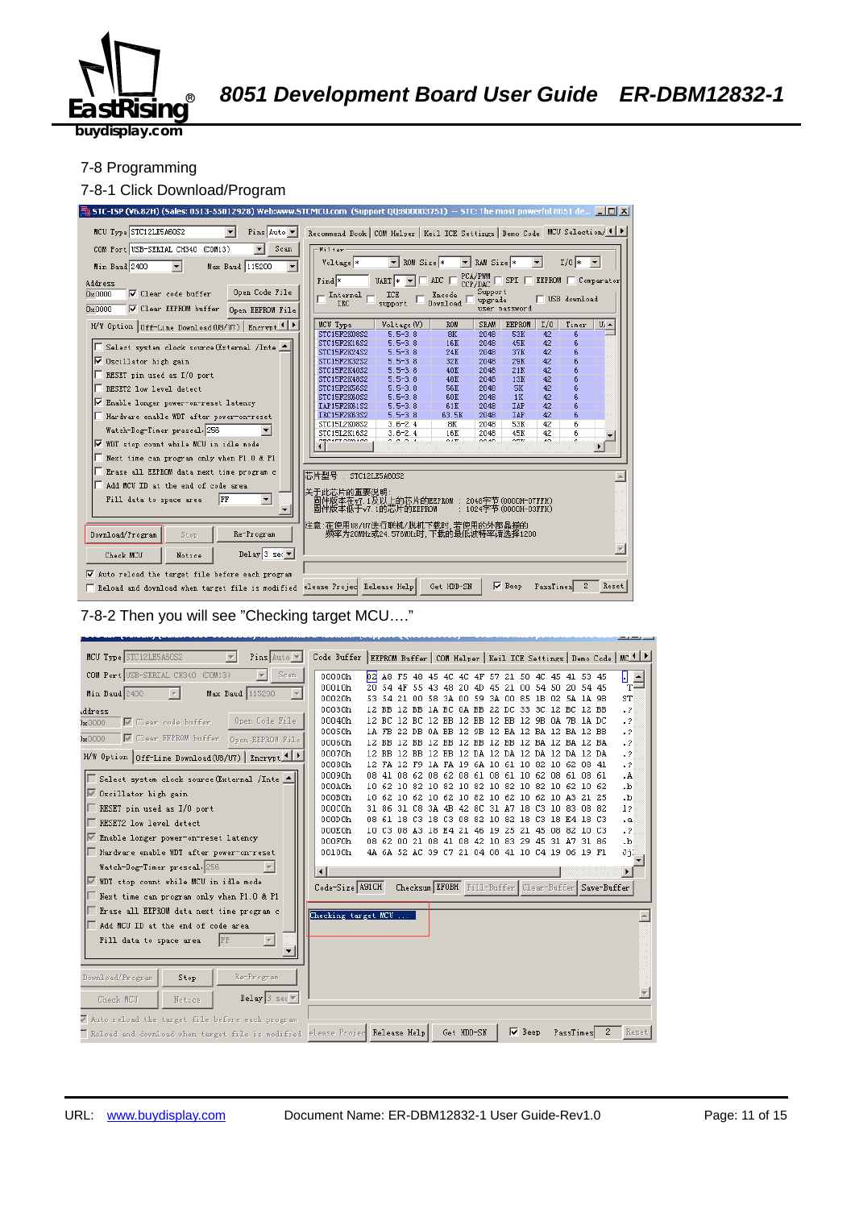7-8 Programming

7-8-1 Click Download/Program

7-8-2 Then you will see "Checking target MCU…."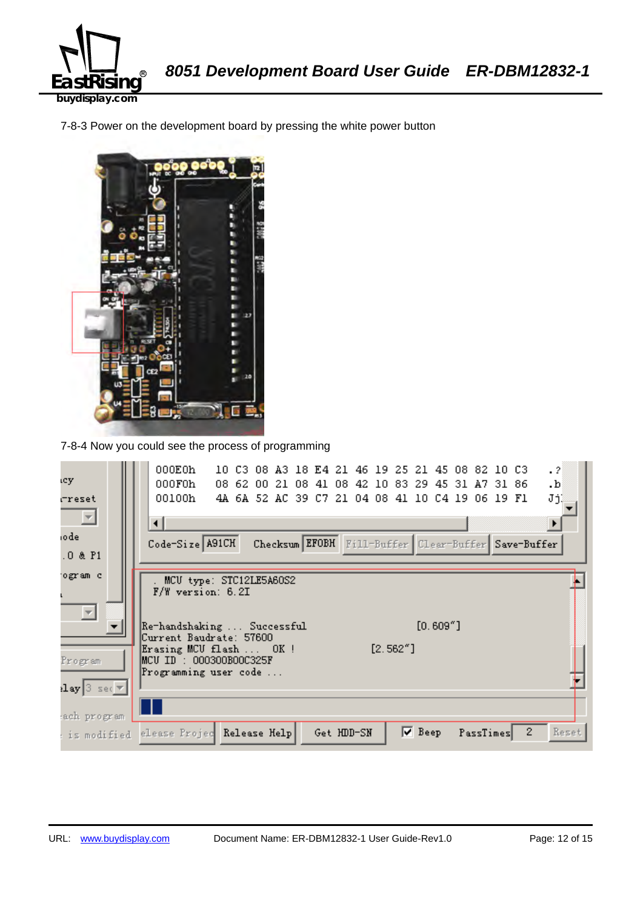7-8-3 Power on the development board by pressing the white power button

7-8-4 Now you could see the process of programming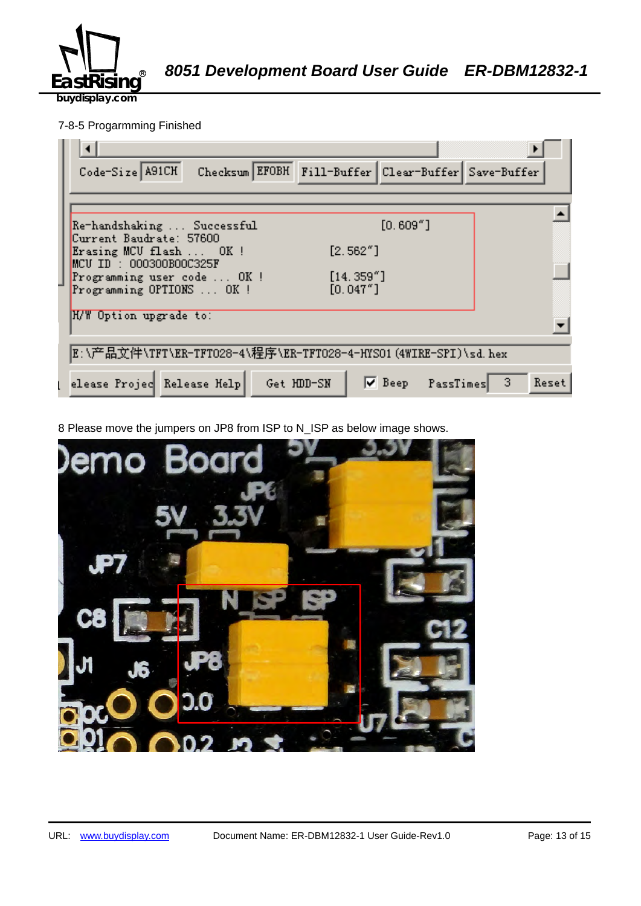7-8-5 Progarmming Finished

8 Please move the jumpers on JP8 from ISP to N_ISP as below image shows.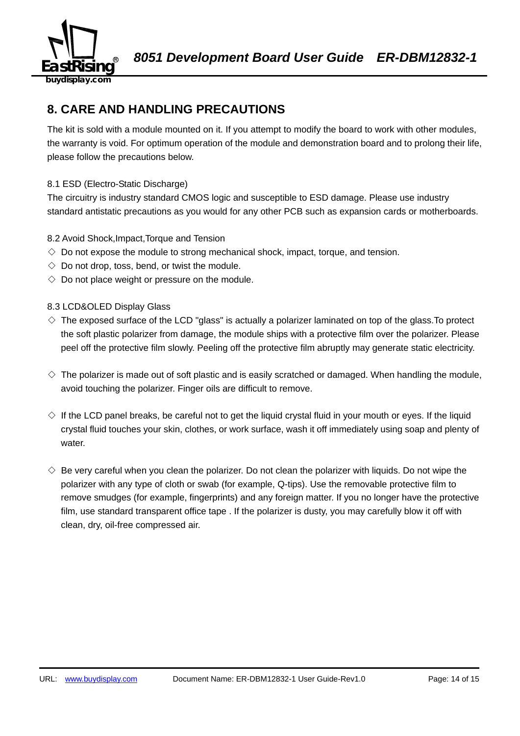## 8. CARE AND HANDLING PRECAUTIONS

The kit is sold with a module mounted on it. If you attempt to modify the board to work with other modules, the warranty is void. For optimum operation of the module and demonstration board and to prolong their life, please follow the precautions below.

### 8.1 ESD (Electro-Static Discharge)

The circuitry is industry standard CMOS logic and susceptible to ESD damage. Please use industry standard antistatic precautions as you would for any other PCB such as expansion cards or motherboards.

### 8.2 Avoid Shock,Impact,Torque and Tension

- ◇ Do not expose the module to strong mechanical shock, impact, torque, and tension.
- ◇ Do not drop, toss, bend, or twist the module.
- ◇ Do not place weight or pressure on the module.

### 8.3 LCD&OLED Display Glass

- ◇ The exposed surface of the LCD "glass" is actually a polarizer laminated on top of the glass.To protect the soft plastic polarizer from damage, the module ships with a protective film over the polarizer. Please peel off the protective film slowly. Peeling off the protective film abruptly may generate static electricity.

- ◇ The polarizer is made out of soft plastic and is easily scratched or damaged. When handling the module, avoid touching the polarizer. Finger oils are difficult to remove.

- ◇ If the LCD panel breaks, be careful not to get the liquid crystal fluid in your mouth or eyes. If the liquid crystal fluid touches your skin, clothes, or work surface, wash it off immediately using soap and plenty of water.

- ◇ Be very careful when you clean the polarizer. Do not clean the polarizer with liquids. Do not wipe the polarizer with any type of cloth or swab (for example, Q-tips). Use the removable protective film to remove smudges (for example, fingerprints) and any foreign matter. If you no longer have the protective film, use standard transparent office tape . If the polarizer is dusty, you may carefully blow it off with clean, dry, oil-free compressed air.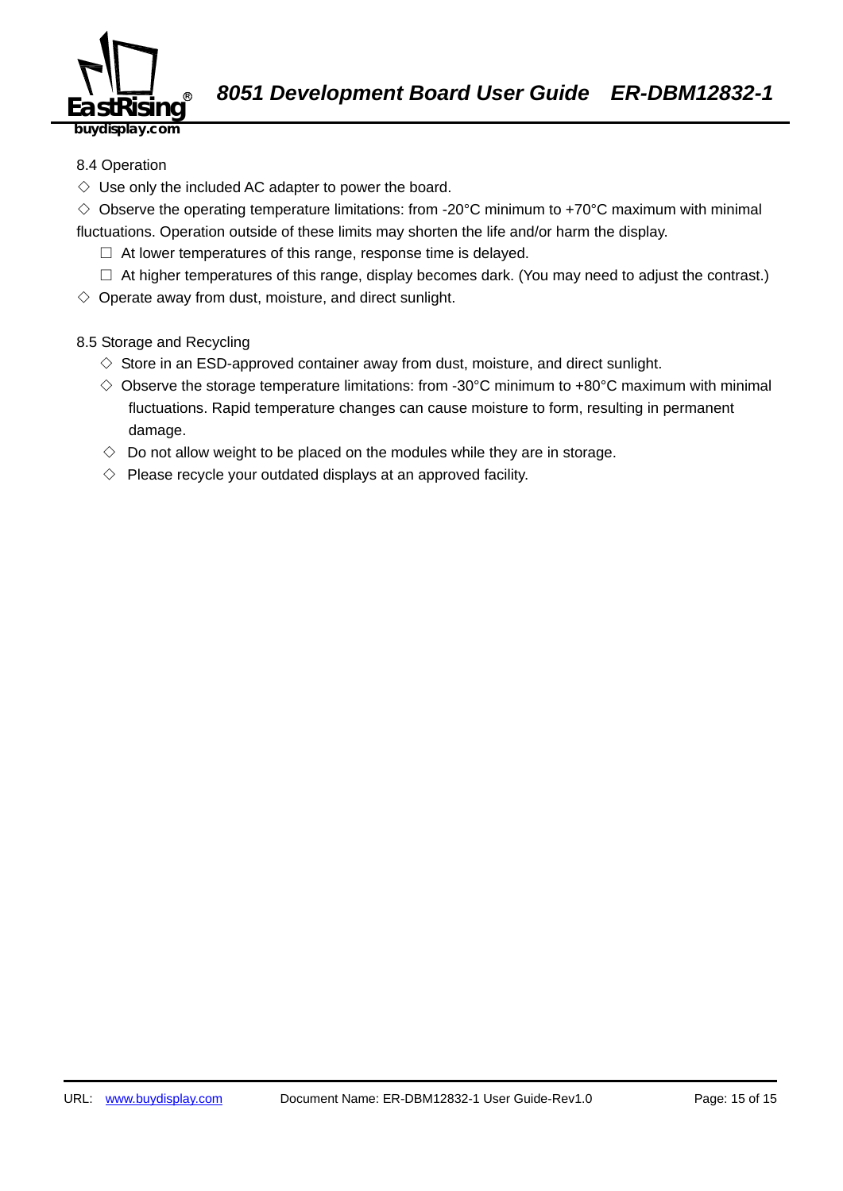8.4 Operation

◇ Use only the included AC adapter to power the board.

◇ Observe the operating temperature limitations: from -20°C minimum to +70°C maximum with minimal fluctuations. Operation outside of these limits may shorten the life and/or harm the display.

- □ At lower temperatures of this range, response time is delayed.
- □ At higher temperatures of this range, display becomes dark. (You may need to adjust the contrast.)

◇ Operate away from dust, moisture, and direct sunlight.

8.5 Storage and Recycling

- ◇ Store in an ESD-approved container away from dust, moisture, and direct sunlight.
- ◇ Observe the storage temperature limitations: from -30°C minimum to +80°C maximum with minimal fluctuations. Rapid temperature changes can cause moisture to form, resulting in permanent damage.
- ◇ Do not allow weight to be placed on the modules while they are in storage.
- ◇ Please recycle your outdated displays at an approved facility.